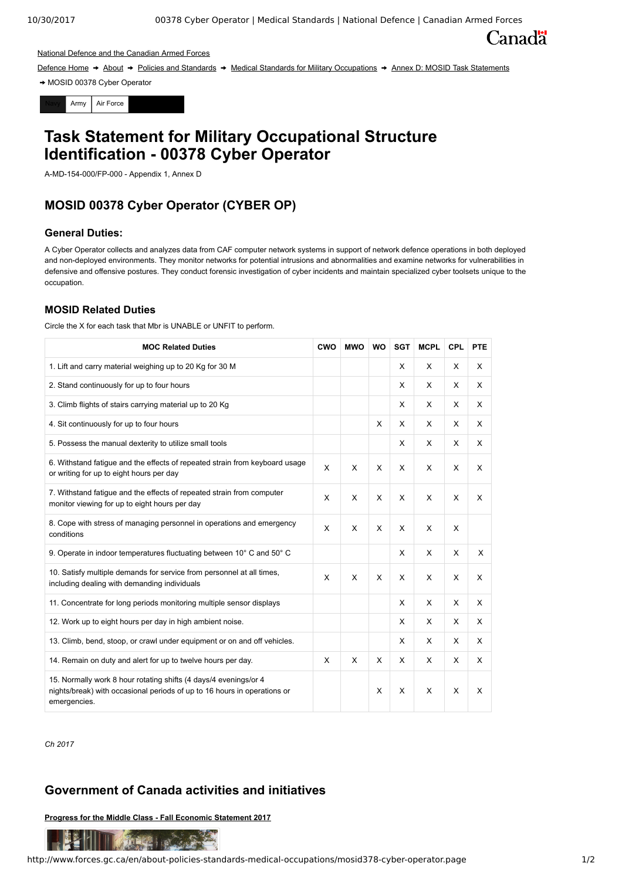National Defence and the Canadian Armed Forces

Defence Home → About → Policies and Standards → Medical Standards for Military Occupations → Annex D: MOSID Task Statements → MOSID 00378 Cyber Operator

Navy | Army | Air Force

# Task Statement for Military Occupational Structure Identification - 00378 Cyber Operator

A-MD-154-000/FP-000 - Appendix 1, Annex D

## MOSID 00378 Cyber Operator (CYBER OP)

### General Duties:

A Cyber Operator collects and analyzes data from CAF computer network systems in support of network defence operations in both deployed and non-deployed environments. They monitor networks for potential intrusions and abnormalities and examine networks for vulnerabilities in defensive and offensive postures. They conduct forensic investigation of cyber incidents and maintain specialized cyber toolsets unique to the occupation.

### MOSID Related Duties

Circle the X for each task that Mbr is UNABLE or UNFIT to perform.

| MOC Related Duties | CWO | MWO | WO | SGT | MCPL | CPL | PTE |
|---|---|---|---|---|---|---|---|
| 1. Lift and carry material weighing up to 20 Kg for 30 M | | | | X | X | X | X |
| 2. Stand continuously for up to four hours | | | | X | X | X | X |
| 3. Climb flights of stairs carrying material up to 20 Kg | | | | X | X | X | X |
| 4. Sit continuously for up to four hours | | | X | X | X | X | X |
| 5. Possess the manual dexterity to utilize small tools | | | | X | X | X | X |
| 6. Withstand fatigue and the effects of repeated strain from keyboard usage or writing for up to eight hours per day | X | X | X | X | X | X | X |
| 7. Withstand fatigue and the effects of repeated strain from computer monitor viewing for up to eight hours per day | X | X | X | X | X | X | X |
| 8. Cope with stress of managing personnel in operations and emergency conditions | X | X | X | X | X | X | |
| 9. Operate in indoor temperatures fluctuating between 10° C and 50° C | | | | X | X | X | X |
| 10. Satisfy multiple demands for service from personnel at all times, including dealing with demanding individuals | X | X | X | X | X | X | X |
| 11. Concentrate for long periods monitoring multiple sensor displays | | | | X | X | X | X |
| 12. Work up to eight hours per day in high ambient noise. | | | | X | X | X | X |
| 13. Climb, bend, stoop, or crawl under equipment or on and off vehicles. | | | | X | X | X | X |
| 14. Remain on duty and alert for up to twelve hours per day. | X | X | X | X | X | X | X |
| 15. Normally work 8 hour rotating shifts (4 days/4 evenings/or 4 nights/break) with occasional periods of up to 16 hours in operations or emergencies. | | | X | X | X | X | X |

*Ch 2017*

## Government of Canada activities and initiatives

**Progress for the Middle Class - Fall Economic Statement 2017**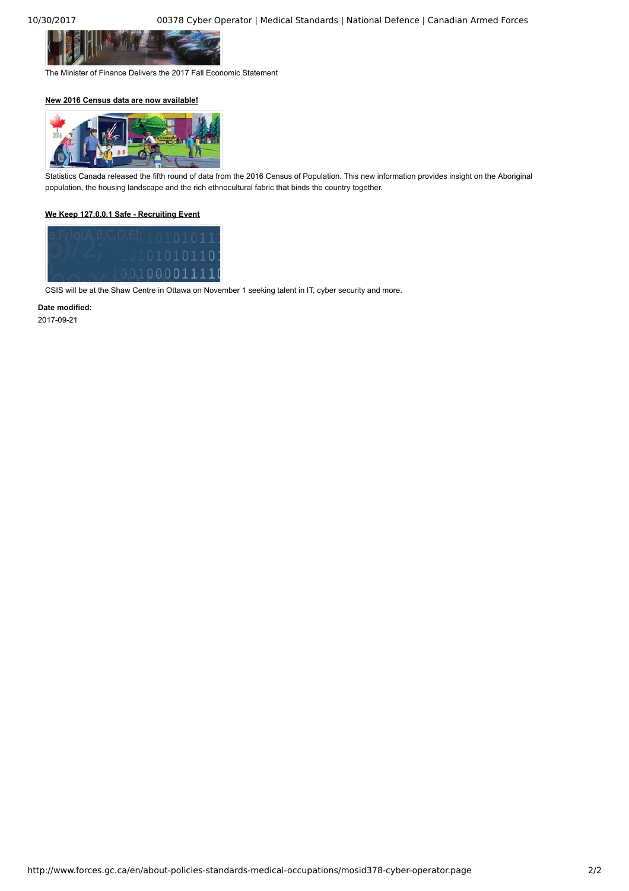The Minister of Finance Delivers the 2017 Fall Economic Statement

**New 2016 Census data are now available!**

Statistics Canada released the fifth round of data from the 2016 Census of Population. This new information provides insight on the Aboriginal population, the housing landscape and the rich ethnocultural fabric that binds the country together.

**We Keep 127.0.0.1 Safe - Recruiting Event**

CSIS will be at the Shaw Centre in Ottawa on November 1 seeking talent in IT, cyber security and more.

**Date modified:**

2017-09-21